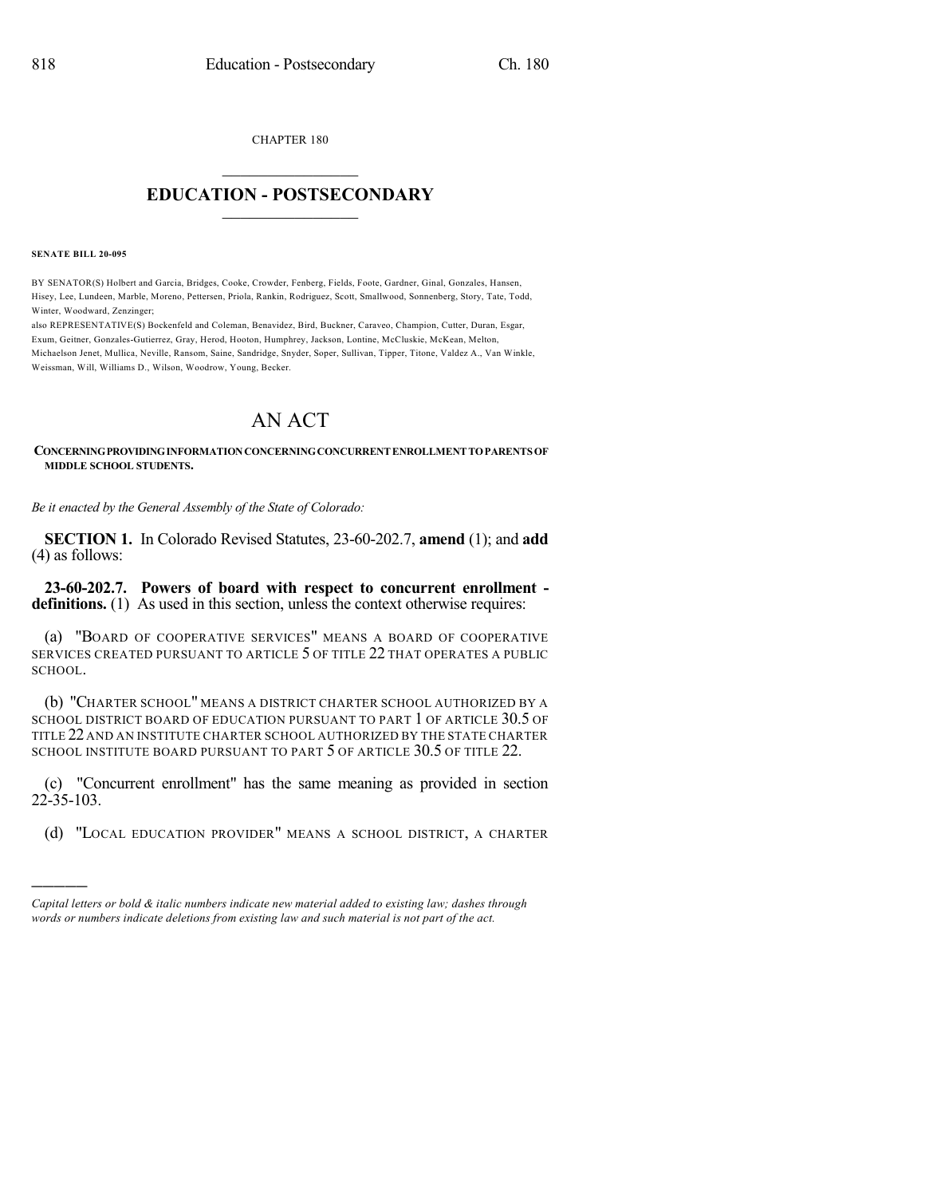CHAPTER 180

# EDUCATION - POSTSECONDARY

**SENATE BILL 20-095**

BY SENATOR(S) Holbert and Garcia, Bridges, Cooke, Crowder, Fenberg, Fields, Foote, Gardner, Ginal, Gonzales, Hansen, Hisey, Lee, Lundeen, Marble, Moreno, Pettersen, Priola, Rankin, Rodriguez, Scott, Smallwood, Sonnenberg, Story, Tate, Todd, Winter, Woodward, Zenzinger;

also REPRESENTATIVE(S) Bockenfeld and Coleman, Benavidez, Bird, Buckner, Caraveo, Champion, Cutter, Duran, Esgar, Exum, Geitner, Gonzales-Gutierrez, Gray, Herod, Hooton, Humphrey, Jackson, Lontine, McCluskie, McKean, Melton, Michaelson Jenet, Mullica, Neville, Ransom, Saine, Sandridge, Snyder, Soper, Sullivan, Tipper, Titone, Valdez A., Van Winkle, Weissman, Will, Williams D., Wilson, Woodrow, Young, Becker.

# AN ACT

**CONCERNING PROVIDING INFORMATION CONCERNING CONCURRENT ENROLLMENT TO PARENTS OF MIDDLE SCHOOL STUDENTS.**

*Be it enacted by the General Assembly of the State of Colorado:*

**SECTION 1.** In Colorado Revised Statutes, 23-60-202.7, **amend** (1); and **add** (4) as follows:

**23-60-202.7. Powers of board with respect to concurrent enrollment - definitions.** (1) As used in this section, unless the context otherwise requires:

(a) "BOARD OF COOPERATIVE SERVICES" MEANS A BOARD OF COOPERATIVE SERVICES CREATED PURSUANT TO ARTICLE 5 OF TITLE 22 THAT OPERATES A PUBLIC SCHOOL.

(b) "CHARTER SCHOOL" MEANS A DISTRICT CHARTER SCHOOL AUTHORIZED BY A SCHOOL DISTRICT BOARD OF EDUCATION PURSUANT TO PART 1 OF ARTICLE 30.5 OF TITLE 22 AND AN INSTITUTE CHARTER SCHOOL AUTHORIZED BY THE STATE CHARTER SCHOOL INSTITUTE BOARD PURSUANT TO PART 5 OF ARTICLE 30.5 OF TITLE 22.

(c) "Concurrent enrollment" has the same meaning as provided in section 22-35-103.

(d) "LOCAL EDUCATION PROVIDER" MEANS A SCHOOL DISTRICT, A CHARTER

*Capital letters or bold & italic numbers indicate new material added to existing law; dashes through words or numbers indicate deletions from existing law and such material is not part of the act.*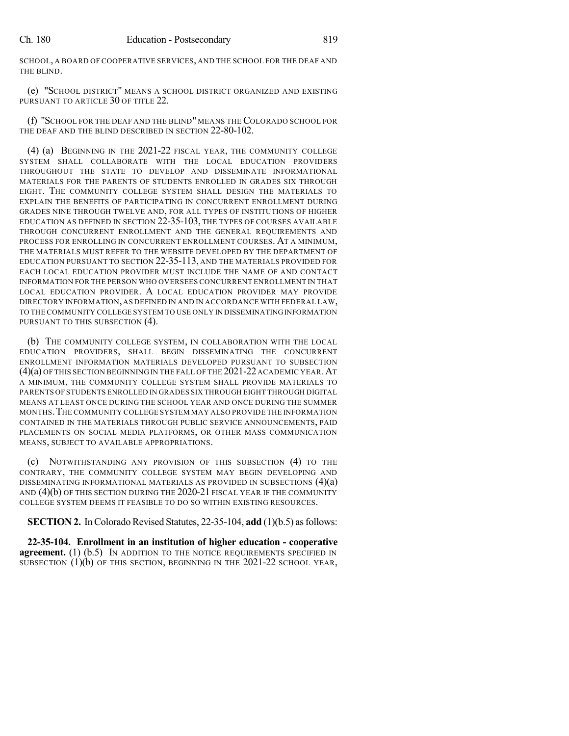SCHOOL, A BOARD OF COOPERATIVE SERVICES, AND THE SCHOOL FOR THE DEAF AND THE BLIND.

(e) "SCHOOL DISTRICT" MEANS A SCHOOL DISTRICT ORGANIZED AND EXISTING PURSUANT TO ARTICLE 30 OF TITLE 22.

(f) "SCHOOL FOR THE DEAF AND THE BLIND" MEANS THE COLORADO SCHOOL FOR THE DEAF AND THE BLIND DESCRIBED IN SECTION 22-80-102.

(4) (a) BEGINNING IN THE 2021-22 FISCAL YEAR, THE COMMUNITY COLLEGE SYSTEM SHALL COLLABORATE WITH THE LOCAL EDUCATION PROVIDERS THROUGHOUT THE STATE TO DEVELOP AND DISSEMINATE INFORMATIONAL MATERIALS FOR THE PARENTS OF STUDENTS ENROLLED IN GRADES SIX THROUGH EIGHT. THE COMMUNITY COLLEGE SYSTEM SHALL DESIGN THE MATERIALS TO EXPLAIN THE BENEFITS OF PARTICIPATING IN CONCURRENT ENROLLMENT DURING GRADES NINE THROUGH TWELVE AND, FOR ALL TYPES OF INSTITUTIONS OF HIGHER EDUCATION AS DEFINED IN SECTION 22-35-103, THE TYPES OF COURSES AVAILABLE THROUGH CONCURRENT ENROLLMENT AND THE GENERAL REQUIREMENTS AND PROCESS FOR ENROLLING IN CONCURRENT ENROLLMENT COURSES. AT A MINIMUM, THE MATERIALS MUST REFER TO THE WEBSITE DEVELOPED BY THE DEPARTMENT OF EDUCATION PURSUANT TO SECTION 22-35-113, AND THE MATERIALS PROVIDED FOR EACH LOCAL EDUCATION PROVIDER MUST INCLUDE THE NAME OF AND CONTACT INFORMATION FOR THE PERSON WHO OVERSEES CONCURRENT ENROLLMENT IN THAT LOCAL EDUCATION PROVIDER. A LOCAL EDUCATION PROVIDER MAY PROVIDE DIRECTORY INFORMATION, AS DEFINED IN AND IN ACCORDANCE WITH FEDERAL LAW, TO THE COMMUNITY COLLEGE SYSTEM TO USE ONLY IN DISSEMINATING INFORMATION PURSUANT TO THIS SUBSECTION (4).

(b) THE COMMUNITY COLLEGE SYSTEM, IN COLLABORATION WITH THE LOCAL EDUCATION PROVIDERS, SHALL BEGIN DISSEMINATING THE CONCURRENT ENROLLMENT INFORMATION MATERIALS DEVELOPED PURSUANT TO SUBSECTION (4)(a) OF THIS SECTION BEGINNING IN THE FALL OF THE 2021-22 ACADEMIC YEAR. AT A MINIMUM, THE COMMUNITY COLLEGE SYSTEM SHALL PROVIDE MATERIALS TO PARENTS OF STUDENTS ENROLLED IN GRADES SIX THROUGH EIGHT THROUGH DIGITAL MEANS AT LEAST ONCE DURING THE SCHOOL YEAR AND ONCE DURING THE SUMMER MONTHS. THE COMMUNITY COLLEGE SYSTEM MAY ALSO PROVIDE THE INFORMATION CONTAINED IN THE MATERIALS THROUGH PUBLIC SERVICE ANNOUNCEMENTS, PAID PLACEMENTS ON SOCIAL MEDIA PLATFORMS, OR OTHER MASS COMMUNICATION MEANS, SUBJECT TO AVAILABLE APPROPRIATIONS.

(c) NOTWITHSTANDING ANY PROVISION OF THIS SUBSECTION (4) TO THE CONTRARY, THE COMMUNITY COLLEGE SYSTEM MAY BEGIN DEVELOPING AND DISSEMINATING INFORMATIONAL MATERIALS AS PROVIDED IN SUBSECTIONS (4)(a) AND (4)(b) OF THIS SECTION DURING THE 2020-21 FISCAL YEAR IF THE COMMUNITY COLLEGE SYSTEM DEEMS IT FEASIBLE TO DO SO WITHIN EXISTING RESOURCES.

**SECTION 2.** In Colorado Revised Statutes, 22-35-104, **add** (1)(b.5) as follows:

**22-35-104. Enrollment in an institution of higher education - cooperative agreement.** (1) (b.5) IN ADDITION TO THE NOTICE REQUIREMENTS SPECIFIED IN SUBSECTION (1)(b) OF THIS SECTION, BEGINNING IN THE 2021-22 SCHOOL YEAR,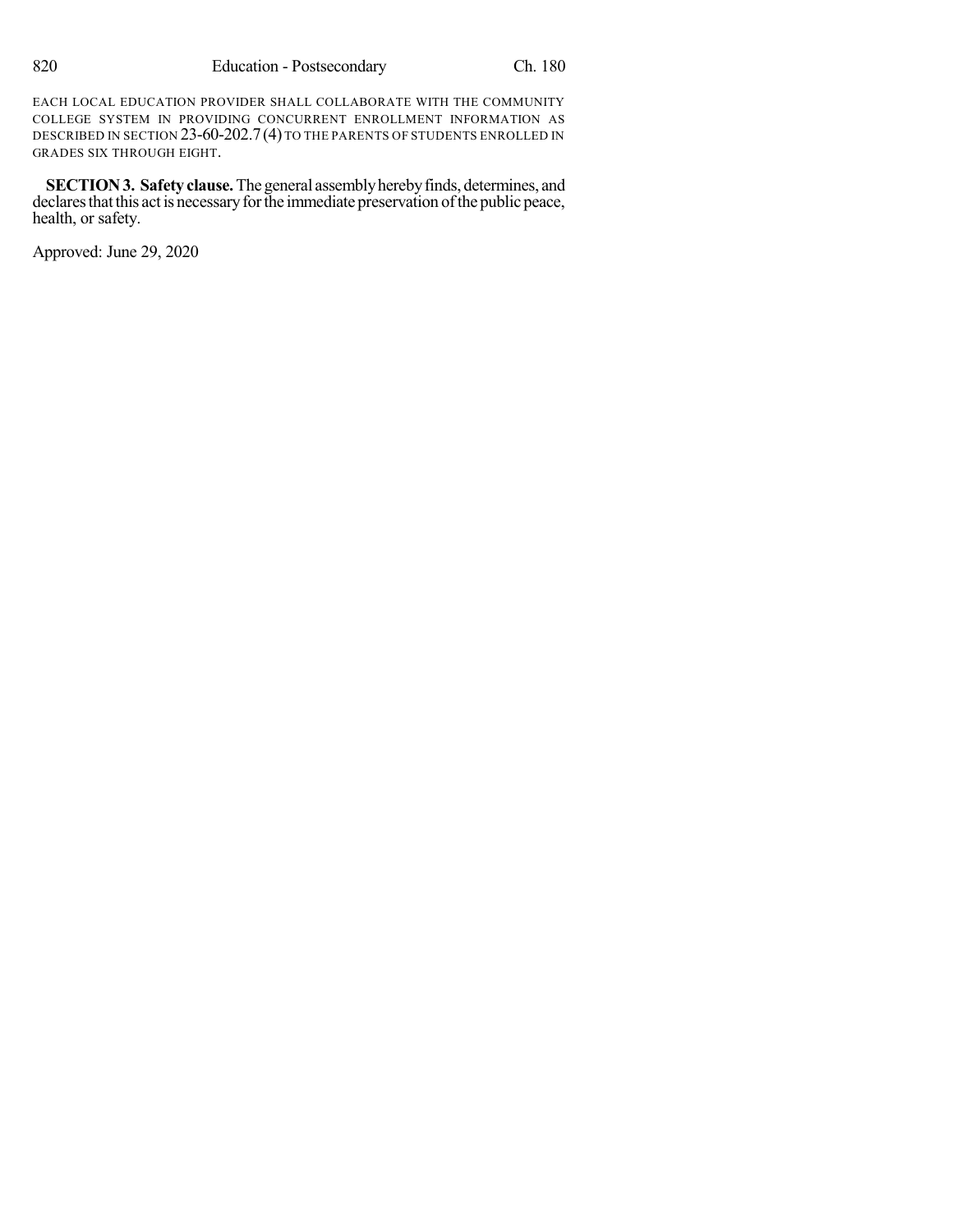EACH LOCAL EDUCATION PROVIDER SHALL COLLABORATE WITH THE COMMUNITY COLLEGE SYSTEM IN PROVIDING CONCURRENT ENROLLMENT INFORMATION AS DESCRIBED IN SECTION 23-60-202.7 (4) TO THE PARENTS OF STUDENTS ENROLLED IN GRADES SIX THROUGH EIGHT.

**SECTION 3. Safety clause.** The general assembly hereby finds, determines, and declares that this act is necessary for the immediate preservation of the public peace, health, or safety.

Approved: June 29, 2020